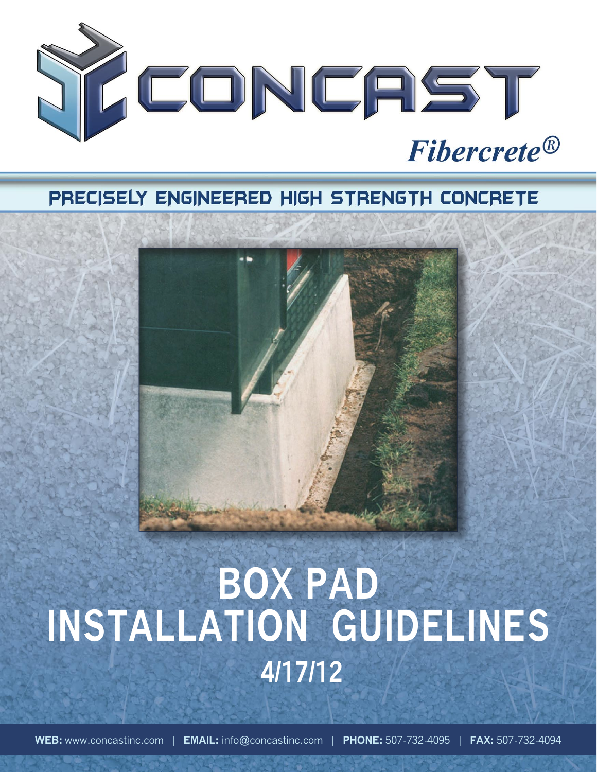# CONCAST

*Fibercrete®*

## PRECISELY ENGINEERED HIGH STRENGTH CONCRETE

# BOX PAD INSTALLATION GUIDELINES

## 4/17/12

**WEB:** www.concastinc.com | **EMAIL:** info@concastinc.com | **PHONE:** 507-732-4095 | **FAX:** 507-732-4094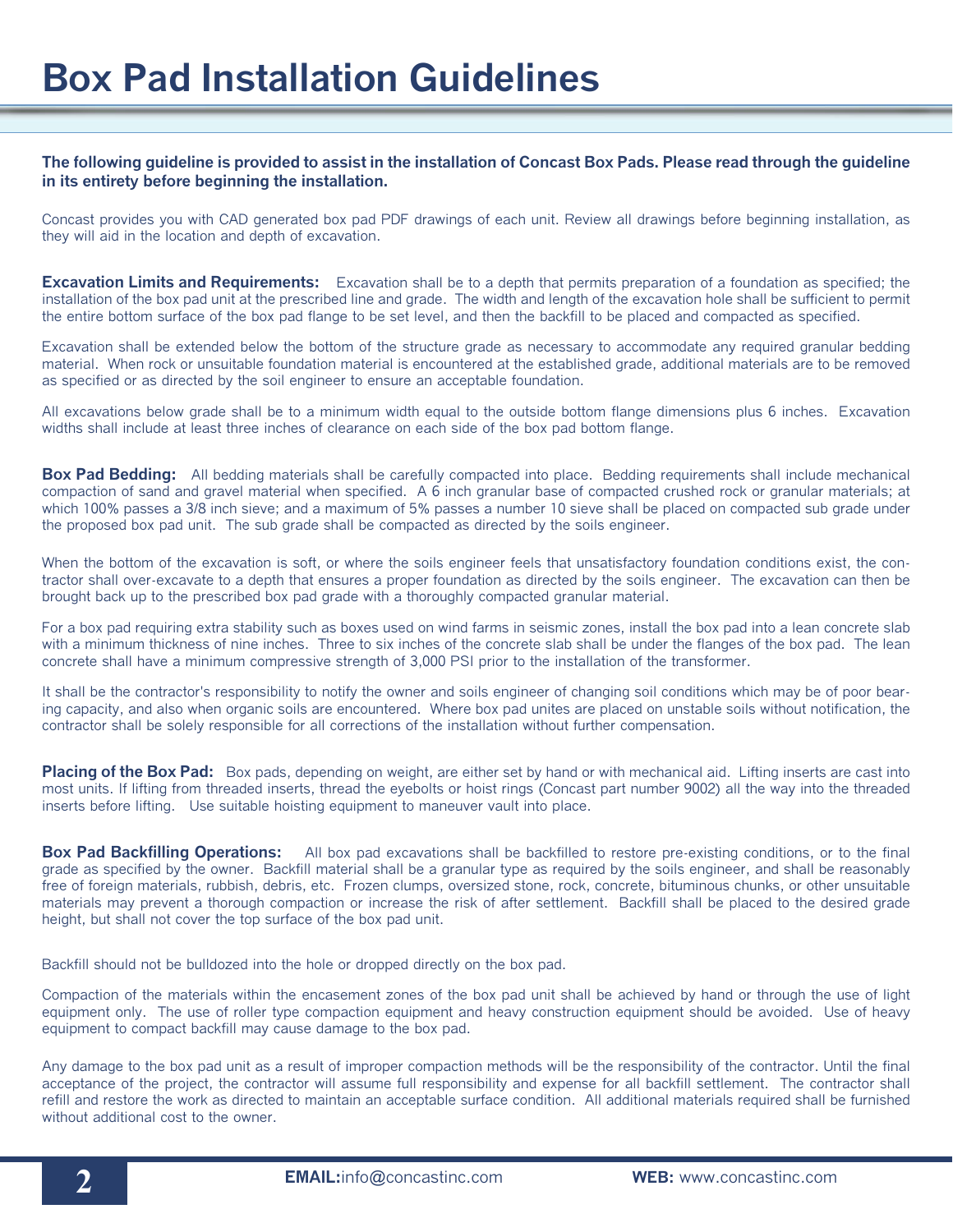# Box Pad Installation Guidelines

**The following guideline is provided to assist in the installation of Concast Box Pads. Please read through the guideline in its entirety before beginning the installation.**

Concast provides you with CAD generated box pad PDF drawings of each unit. Review all drawings before beginning installation, as they will aid in the location and depth of excavation.

**Excavation Limits and Requirements:** Excavation shall be to a depth that permits preparation of a foundation as specified; the installation of the box pad unit at the prescribed line and grade. The width and length of the excavation hole shall be sufficient to permit the entire bottom surface of the box pad flange to be set level, and then the backfill to be placed and compacted as specified.

Excavation shall be extended below the bottom of the structure grade as necessary to accommodate any required granular bedding material. When rock or unsuitable foundation material is encountered at the established grade, additional materials are to be removed as specified or as directed by the soil engineer to ensure an acceptable foundation.

All excavations below grade shall be to a minimum width equal to the outside bottom flange dimensions plus 6 inches. Excavation widths shall include at least three inches of clearance on each side of the box pad bottom flange.

**Box Pad Bedding:** All bedding materials shall be carefully compacted into place. Bedding requirements shall include mechanical compaction of sand and gravel material when specified. A 6 inch granular base of compacted crushed rock or granular materials; at which 100% passes a 3/8 inch sieve; and a maximum of 5% passes a number 10 sieve shall be placed on compacted sub grade under the proposed box pad unit. The sub grade shall be compacted as directed by the soils engineer.

When the bottom of the excavation is soft, or where the soils engineer feels that unsatisfactory foundation conditions exist, the contractor shall over-excavate to a depth that ensures a proper foundation as directed by the soils engineer. The excavation can then be brought back up to the prescribed box pad grade with a thoroughly compacted granular material.

For a box pad requiring extra stability such as boxes used on wind farms in seismic zones, install the box pad into a lean concrete slab with a minimum thickness of nine inches. Three to six inches of the concrete slab shall be under the flanges of the box pad. The lean concrete shall have a minimum compressive strength of 3,000 PSI prior to the installation of the transformer.

It shall be the contractor's responsibility to notify the owner and soils engineer of changing soil conditions which may be of poor bearing capacity, and also when organic soils are encountered. Where box pad unites are placed on unstable soils without notification, the contractor shall be solely responsible for all corrections of the installation without further compensation.

**Placing of the Box Pad:** Box pads, depending on weight, are either set by hand or with mechanical aid. Lifting inserts are cast into most units. If lifting from threaded inserts, thread the eyebolts or hoist rings (Concast part number 9002) all the way into the threaded inserts before lifting. Use suitable hoisting equipment to maneuver vault into place.

**Box Pad Backfilling Operations:** All box pad excavations shall be backfilled to restore pre-existing conditions, or to the final grade as specified by the owner. Backfill material shall be a granular type as required by the soils engineer, and shall be reasonably free of foreign materials, rubbish, debris, etc. Frozen clumps, oversized stone, rock, concrete, bituminous chunks, or other unsuitable materials may prevent a thorough compaction or increase the risk of after settlement. Backfill shall be placed to the desired grade height, but shall not cover the top surface of the box pad unit.

Backfill should not be bulldozed into the hole or dropped directly on the box pad.

Compaction of the materials within the encasement zones of the box pad unit shall be achieved by hand or through the use of light equipment only. The use of roller type compaction equipment and heavy construction equipment should be avoided. Use of heavy equipment to compact backfill may cause damage to the box pad.

Any damage to the box pad unit as a result of improper compaction methods will be the responsibility of the contractor. Until the final acceptance of the project, the contractor will assume full responsibility and expense for all backfill settlement. The contractor shall refill and restore the work as directed to maintain an acceptable surface condition. All additional materials required shall be furnished without additional cost to the owner.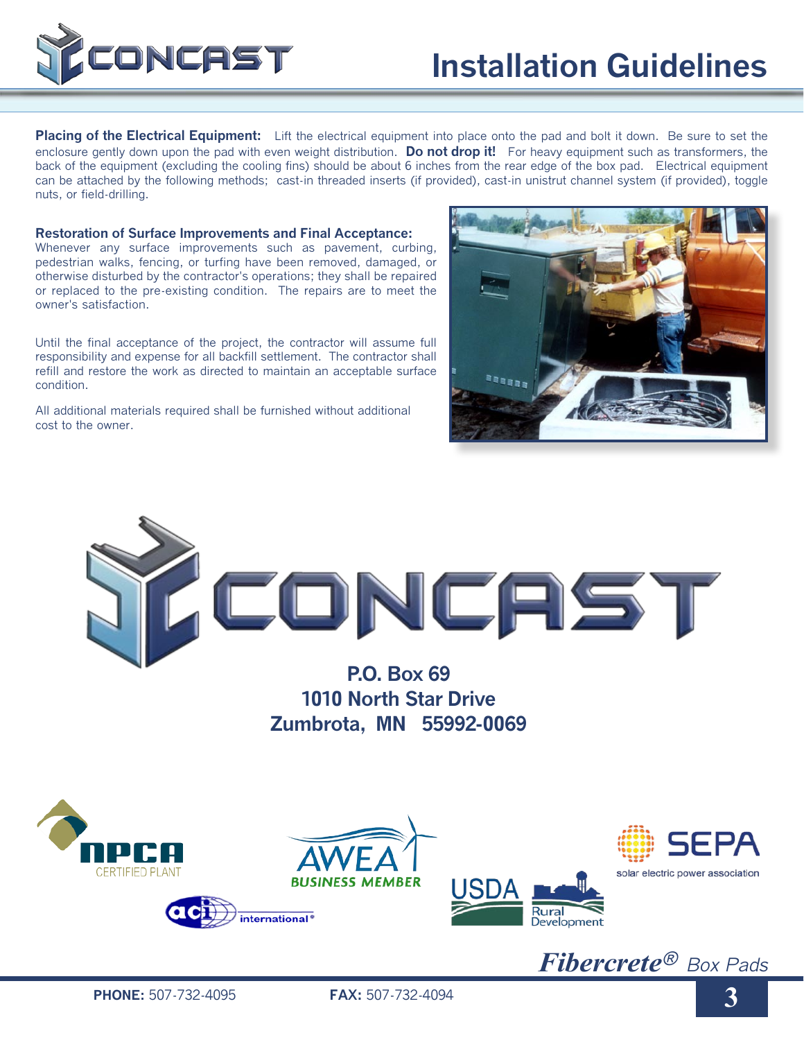# Installation Guidelines

**Placing of the Electrical Equipment:** Lift the electrical equipment into place onto the pad and bolt it down. Be sure to set the enclosure gently down upon the pad with even weight distribution. **Do not drop it!** For heavy equipment such as transformers, the back of the equipment (excluding the cooling fins) should be about 6 inches from the rear edge of the box pad. Electrical equipment can be attached by the following methods; cast-in threaded inserts (if provided), cast-in unistrut channel system (if provided), toggle nuts, or field-drilling.

**Restoration of Surface Improvements and Final Acceptance:**
Whenever any surface improvements such as pavement, curbing, pedestrian walks, fencing, or turfing have been removed, damaged, or otherwise disturbed by the contractor's operations; they shall be repaired or replaced to the pre-existing condition. The repairs are to meet the owner's satisfaction.

Until the final acceptance of the project, the contractor will assume full responsibility and expense for all backfill settlement. The contractor shall refill and restore the work as directed to maintain an acceptable surface condition.

All additional materials required shall be furnished without additional cost to the owner.

**P.O. Box 69**
**1010 North Star Drive**
**Zumbrota, MN 55992-0069**

NPCA CERTIFIED PLANT

AWEA BUSINESS MEMBER

SEPA solar electric power association

aci international

USDA Rural Development

***Fibercrete®*** *Box Pads*

**PHONE:** 507-732-4095 **FAX:** 507-732-4094